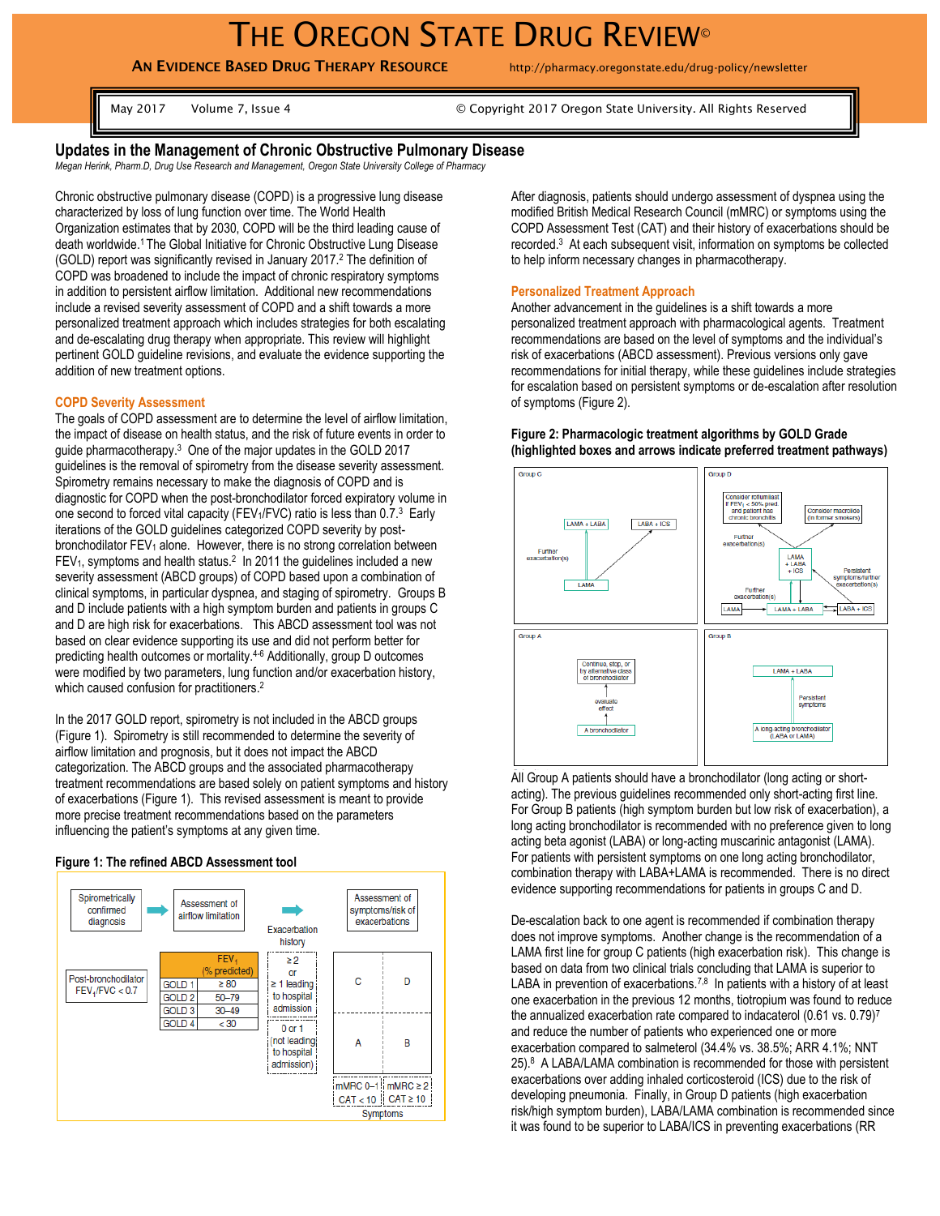# THE OREGON STATE DRUG REVIEW©

**AN EVIDENCE BASED DRUG THERAPY RESOURCE** http://pharmacy.oregonstate.edu/drug-policy/newsletter

May 2017 Volume 7, Issue 4 © Copyright 2017 Oregon State University. All Rights Reserved

## Updates in the Management of Chronic Obstructive Pulmonary Disease

*Megan Herink, Pharm.D, Drug Use Research and Management, Oregon State University College of Pharmacy*

Chronic obstructive pulmonary disease (COPD) is a progressive lung disease characterized by loss of lung function over time. The World Health Organization estimates that by 2030, COPD will be the third leading cause of death worldwide.[1] The Global Initiative for Chronic Obstructive Lung Disease (GOLD) report was significantly revised in January 2017.[2] The definition of COPD was broadened to include the impact of chronic respiratory symptoms in addition to persistent airflow limitation. Additional new recommendations include a revised severity assessment of COPD and a shift towards a more personalized treatment approach which includes strategies for both escalating and de-escalating drug therapy when appropriate. This review will highlight pertinent GOLD guideline revisions, and evaluate the evidence supporting the addition of new treatment options.

### COPD Severity Assessment

The goals of COPD assessment are to determine the level of airflow limitation, the impact of disease on health status, and the risk of future events in order to guide pharmacotherapy.[3] One of the major updates in the GOLD 2017 guidelines is the removal of spirometry from the disease severity assessment. Spirometry remains necessary to make the diagnosis of COPD and is diagnostic for COPD when the post-bronchodilator forced expiratory volume in one second to forced vital capacity ($FEV_1$/FVC) ratio is less than 0.7.[3] Early iterations of the GOLD guidelines categorized COPD severity by post-bronchodilator $FEV_1$ alone. However, there is no strong correlation between $FEV_1$, symptoms and health status.[2] In 2011 the guidelines included a new severity assessment (ABCD groups) of COPD based upon a combination of clinical symptoms, in particular dyspnea, and staging of spirometry. Groups B and D include patients with a high symptom burden and patients in groups C and D are high risk for exacerbations. This ABCD assessment tool was not based on clear evidence supporting its use and did not perform better for predicting health outcomes or mortality.[4-6] Additionally, group D outcomes were modified by two parameters, lung function and/or exacerbation history, which caused confusion for practitioners.[2]

In the 2017 GOLD report, spirometry is not included in the ABCD groups (Figure 1). Spirometry is still recommended to determine the severity of airflow limitation and prognosis, but it does not impact the ABCD categorization. The ABCD groups and the associated pharmacotherapy treatment recommendations are based solely on patient symptoms and history of exacerbations (Figure 1). This revised assessment is meant to provide more precise treatment recommendations based on the parameters influencing the patient's symptoms at any given time.

**Figure 1: The refined ABCD Assessment tool**

Spirometrically confirmed diagnosis → Assessment of airflow limitation → Assessment of symptoms/risk of exacerbations

Post-bronchodilator $FEV_1$/FVC < 0.7

| | $FEV_1$ (% predicted) |
|---|---|
| GOLD 1 | ≥ 80 |
| GOLD 2 | 50–79 |
| GOLD 3 | 30–49 |
| GOLD 4 | < 30 |

| Exacerbation history | | |
|---|---|---|
| ≥ 2 or ≥ 1 leading to hospital admission | C | D |
| 0 or 1 (not leading to hospital admission) | A | B |
| | mMRC 0–1 CAT < 10 | mMRC ≥ 2 CAT ≥ 10 |
| | Symptoms | |

After diagnosis, patients should undergo assessment of dyspnea using the modified British Medical Research Council (mMRC) or symptoms using the COPD Assessment Test (CAT) and their history of exacerbations should be recorded.[3] At each subsequent visit, information on symptoms be collected to help inform necessary changes in pharmacotherapy.

### Personalized Treatment Approach

Another advancement in the guidelines is a shift towards a more personalized treatment approach with pharmacological agents. Treatment recommendations are based on the level of symptoms and the individual's risk of exacerbations (ABCD assessment). Previous versions only gave recommendations for initial therapy, while these guidelines include strategies for escalation based on persistent symptoms or de-escalation after resolution of symptoms (Figure 2).

**Figure 2: Pharmacologic treatment algorithms by GOLD Grade (highlighted boxes and arrows indicate preferred treatment pathways)**

Group C: LAMA → (Further exacerbation(s)) → LAMA + LABA; LAMA → LABA + ICS

Group D: LAMA → (Further exacerbation(s)) → LAMA + LABA; LABA + ICS ↔ LAMA + LABA; LAMA + LABA → (Further exacerbation(s)) → LAMA + LABA + ICS; LABA + ICS → (Persistent symptoms/further exacerbation(s)) → LAMA + LABA + ICS; LAMA + LABA + ICS → (Further exacerbation(s)) → Consider roflumilast if $FEV_1$ < 50% pred. and patient has chronic bronchitis / Consider macrolide (in former smokers)

Group A: A bronchodilator → evaluate effect → Continue, stop, or try alternative class of bronchodilator

Group B: A long-acting bronchodilator (LABA or LAMA) → (Persistent symptoms) → LAMA + LABA

All Group A patients should have a bronchodilator (long acting or short-acting). The previous guidelines recommended only short-acting first line. For Group B patients (high symptom burden but low risk of exacerbation), a long acting bronchodilator is recommended with no preference given to long acting beta agonist (LABA) or long-acting muscarinic antagonist (LAMA). For patients with persistent symptoms on one long acting bronchodilator, combination therapy with LABA+LAMA is recommended. There is no direct evidence supporting recommendations for patients in groups C and D.

De-escalation back to one agent is recommended if combination therapy does not improve symptoms. Another change is the recommendation of a LAMA first line for group C patients (high exacerbation risk). This change is based on data from two clinical trials concluding that LAMA is superior to LABA in prevention of exacerbations.[7,8] In patients with a history of at least one exacerbation in the previous 12 months, tiotropium was found to reduce the annualized exacerbation rate compared to indacaterol (0.61 vs. 0.79)[7] and reduce the number of patients who experienced one or more exacerbation compared to salmeterol (34.4% vs. 38.5%; ARR 4.1%; NNT 25).[8] A LABA/LAMA combination is recommended for those with persistent exacerbations over adding inhaled corticosteroid (ICS) due to the risk of developing pneumonia. Finally, in Group D patients (high exacerbation risk/high symptom burden), LABA/LAMA combination is recommended since it was found to be superior to LABA/ICS in preventing exacerbations (RR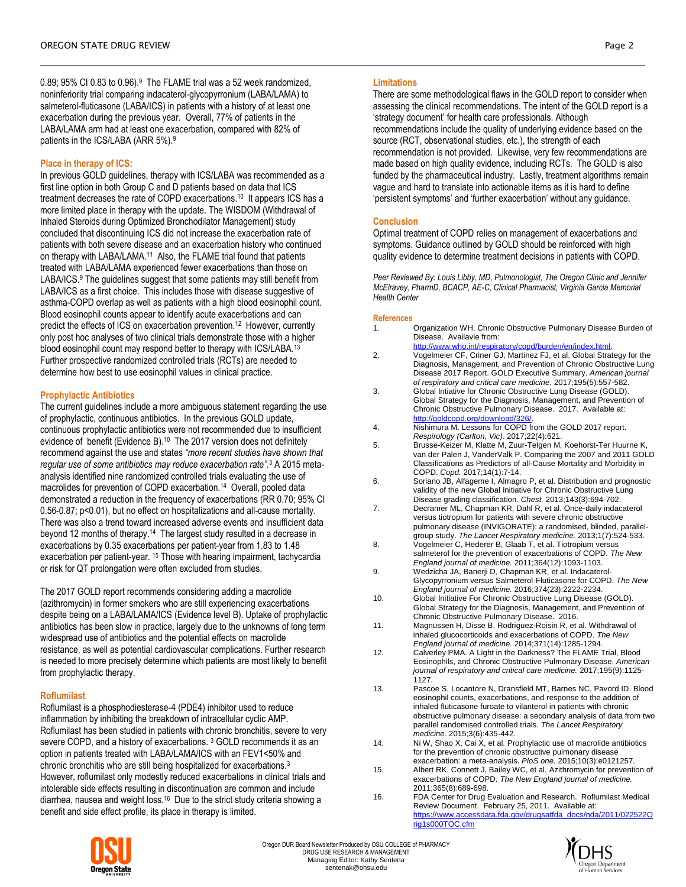0.89; 95% CI 0.83 to 0.96).[9] The FLAME trial was a 52 week randomized, noninferiority trial comparing indacaterol-glycopyrronium (LABA/LAMA) to salmeterol-fluticasone (LABA/ICS) in patients with a history of at least one exacerbation during the previous year. Overall, 77% of patients in the LABA/LAMA arm had at least one exacerbation, compared with 82% of patients in the ICS/LABA (ARR 5%).[9]

### Place in therapy of ICS:

In previous GOLD guidelines, therapy with ICS/LABA was recommended as a first line option in both Group C and D patients based on data that ICS treatment decreases the rate of COPD exacerbations.[10] It appears ICS has a more limited place in therapy with the update. The WISDOM (Withdrawal of Inhaled Steroids during Optimized Bronchodilator Management) study concluded that discontinuing ICS did not increase the exacerbation rate of patients with both severe disease and an exacerbation history who continued on therapy with LABA/LAMA.[11] Also, the FLAME trial found that patients treated with LABA/LAMA experienced fewer exacerbations than those on LABA/ICS.[9] The guidelines suggest that some patients may still benefit from LABA/ICS as a first choice. This includes those with disease suggestive of asthma-COPD overlap as well as patients with a high blood eosinophil count. Blood eosinophil counts appear to identify acute exacerbations and can predict the effects of ICS on exacerbation prevention.[12] However, currently only post hoc analyses of two clinical trials demonstrate those with a higher blood eosinophil count may respond better to therapy with ICS/LABA.[13] Further prospective randomized controlled trials (RCTs) are needed to determine how best to use eosinophil values in clinical practice.

### Prophylactic Antibiotics

The current guidelines include a more ambiguous statement regarding the use of prophylactic, continuous antibiotics. In the previous GOLD update, continuous prophylactic antibiotics were not recommended due to insufficient evidence of benefit (Evidence B).[10] The 2017 version does not definitely recommend against the use and states *"more recent studies have shown that regular use of some antibiotics may reduce exacerbation rate"*.[3] A 2015 meta-analysis identified nine randomized controlled trials evaluating the use of macrolides for prevention of COPD exacerbation.[14] Overall, pooled data demonstrated a reduction in the frequency of exacerbations (RR 0.70; 95% CI 0.56-0.87; $p<0.01$), but no effect on hospitalizations and all-cause mortality. There was also a trend toward increased adverse events and insufficient data beyond 12 months of therapy.[14] The largest study resulted in a decrease in exacerbations by 0.35 exacerbations per patient-year from 1.83 to 1.48 exacerbation per patient-year.[15] Those with hearing impairment, tachycardia or risk for QT prolongation were often excluded from studies.

The 2017 GOLD report recommends considering adding a macrolide (azithromycin) in former smokers who are still experiencing exacerbations despite being on a LABA/LAMA/ICS (Evidence level B). Uptake of prophylactic antibiotics has been slow in practice, largely due to the unknowns of long term widespread use of antibiotics and the potential effects on macrolide resistance, as well as potential cardiovascular complications. Further research is needed to more precisely determine which patients are most likely to benefit from prophylactic therapy.

### Roflumilast

Roflumilast is a phosphodiesterase-4 (PDE4) inhibitor used to reduce inflammation by inhibiting the breakdown of intracellular cyclic AMP. Roflumilast has been studied in patients with chronic bronchitis, severe to very severe COPD, and a history of exacerbations.[3] GOLD recommends it as an option in patients treated with LABA/LAMA/ICS with an FEV1<50% and chronic bronchitis who are still being hospitalized for exacerbations.[3] However, roflumilast only modestly reduced exacerbations in clinical trials and intolerable side effects resulting in discontinuation are common and include diarrhea, nausea and weight loss.[16] Due to the strict study criteria showing a benefit and side effect profile, its place in therapy is limited.

### Limitations

There are some methodological flaws in the GOLD report to consider when assessing the clinical recommendations. The intent of the GOLD report is a 'strategy document' for health care professionals. Although recommendations include the quality of underlying evidence based on the source (RCT, observational studies, etc.), the strength of each recommendation is not provided. Likewise, very few recommendations are made based on high quality evidence, including RCTs. The GOLD is also funded by the pharmaceutical industry. Lastly, treatment algorithms remain vague and hard to translate into actionable items as it is hard to define 'persistent symptoms' and 'further exacerbation' without any guidance.

### Conclusion

Optimal treatment of COPD relies on management of exacerbations and symptoms. Guidance outlined by GOLD should be reinforced with high quality evidence to determine treatment decisions in patients with COPD.

*Peer Reviewed By: Louis Libby, MD, Pulmonologist, The Oregon Clinic and Jennifer McElravey, PharmD, BCACP, AE-C, Clinical Pharmacist, Virginia Garcia Memorial Health Center*

### References

1. Organization WH. Chronic Obstructive Pulmonary Disease Burden of Disease. Availavle from: http://www.who.int/respiratory/copd/burden/en/index.html.
2. Vogelmeier CF, Criner GJ, Martinez FJ, et al. Global Strategy for the Diagnosis, Management, and Prevention of Chronic Obstructive Lung Disease 2017 Report. GOLD Executive Summary. *American journal of respiratory and critical care medicine.* 2017;195(5):557-582.
3. Global Intiative for Chronic Obstructive Lung Disease (GOLD). Global Strategy for the Diagnosis, Management, and Prevention of Chronic Obstructive Pulmonary Disease. 2017. Available at: http://goldcopd.org/download/326/.
4. Nishimura M. Lessons for COPD from the GOLD 2017 report. *Respirology (Carlton, Vic).* 2017;22(4):621.
5. Brusse-Keizer M, Klatte M, Zuur-Telgen M, Koehorst-Ter Huurne K, van der Palen J, VanderValk P. Comparing the 2007 and 2011 GOLD Classifications as Predictors of all-Cause Mortality and Morbidity in COPD. *Copd.* 2017;14(1):7-14.
6. Soriano JB, Alfageme I, Almagro P, et al. Distribution and prognostic validity of the new Global Initiative for Chronic Obstructive Lung Disease grading classification. *Chest.* 2013;143(3):694-702.
7. Decramer ML, Chapman KR, Dahl R, et al. Once-daily indacaterol versus tiotropium for patients with severe chronic obstructive pulmonary disease (INVIGORATE): a randomised, blinded, parallel-group study. *The Lancet Respiratory medicine.* 2013;1(7):524-533.
8. Vogelmeier C, Hederer B, Glaab T, et al. Tiotropium versus salmeterol for the prevention of exacerbations of COPD. *The New England journal of medicine.* 2011;364(12):1093-1103.
9. Wedzicha JA, Banerji D, Chapman KR, et al. Indacaterol-Glycopyrronium versus Salmeterol-Fluticasone for COPD. *The New England journal of medicine.* 2016;374(23):2222-2234.
10. Global Initiative For Chronic Obstructive Lung Disease (GOLD). Global Strategy for the Diagnosis, Management, and Prevention of Chronic Obstructive Pulmonary Disease. 2016.
11. Magnussen H, Disse B, Rodriguez-Roisin R, et al. Withdrawal of inhaled glucocorticoids and exacerbations of COPD. *The New England journal of medicine.* 2014;371(14):1285-1294.
12. Calverley PMA. A Light in the Darkness? The FLAME Trial, Blood Eosinophils, and Chronic Obstructive Pulmonary Disease. *American journal of respiratory and critical care medicine.* 2017;195(9):1125-1127.
13. Pascoe S, Locantore N, Dransfield MT, Barnes NC, Pavord ID. Blood eosinophil counts, exacerbations, and response to the addition of inhaled fluticasone furoate to vilanterol in patients with chronic obstructive pulmonary disease: a secondary analysis of data from two parallel randomised controlled trials. *The Lancet Respiratory medicine.* 2015;3(6):435-442.
14. Ni W, Shao X, Cai X, et al. Prophylactic use of macrolide antibiotics for the prevention of chronic obstructive pulmonary disease exacerbation: a meta-analysis. *PloS one.* 2015;10(3):e0121257.
15. Albert RK, Connett J, Bailey WC, et al. Azithromycin for prevention of exacerbations of COPD. *The New England journal of medicine.* 2011;365(8):689-698.
16. FDA Center for Drug Evaluation and Research. Roflumilast Medical Review Document. February 25, 2011. Available at: https://www.accessdata.fda.gov/drugsatfda_docs/nda/2011/022522Orig1s000TOC.cfm

Oregon DUR Board Newsletter Produced by OSU COLLEGE of PHARMACY
DRUG USE RESEARCH & MANAGEMENT
Managing Editor: Kathy Sentena
sentenak@ohsu.edu